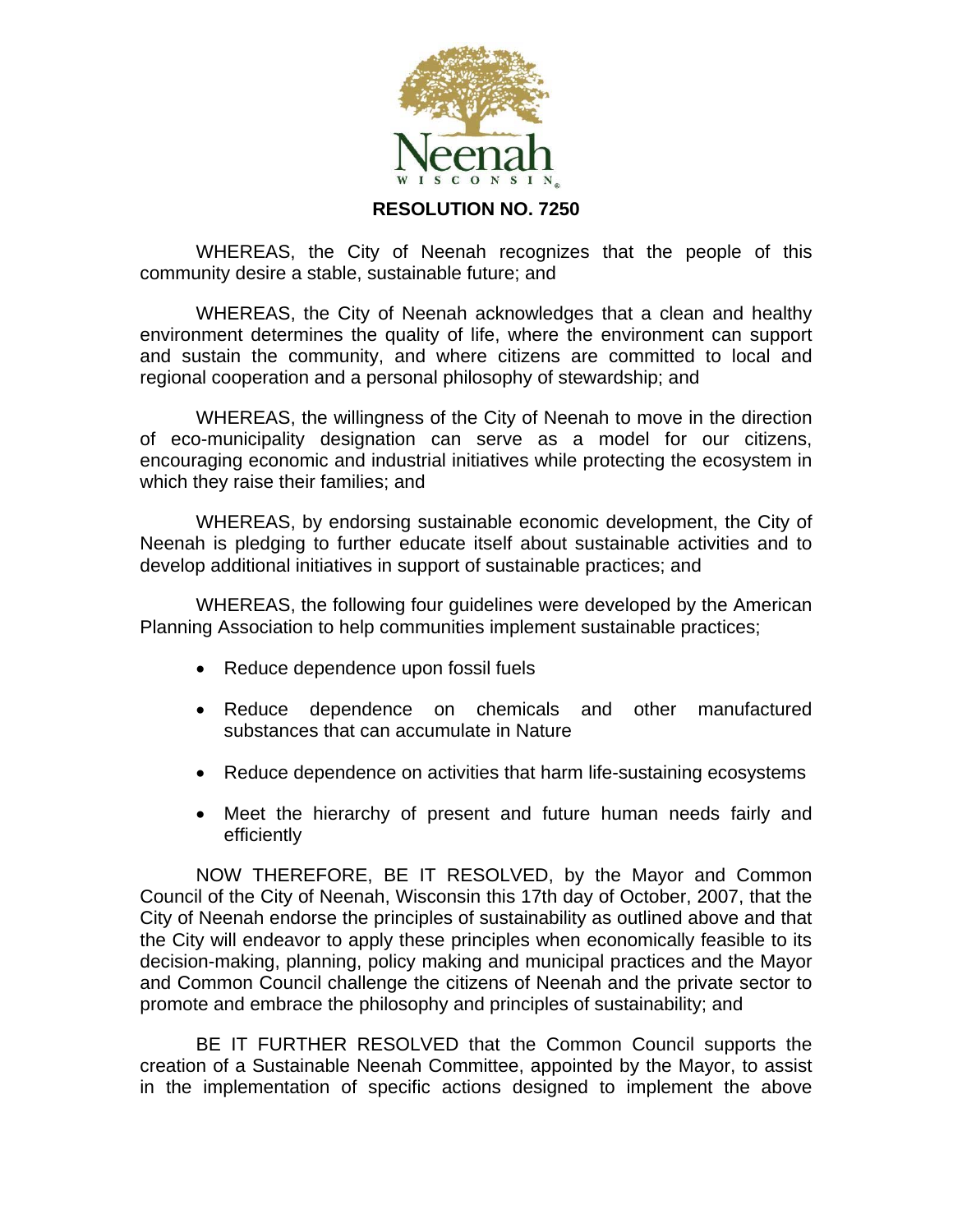# RESOLUTION NO. 7250

WHEREAS, the City of Neenah recognizes that the people of this community desire a stable, sustainable future; and

WHEREAS, the City of Neenah acknowledges that a clean and healthy environment determines the quality of life, where the environment can support and sustain the community, and where citizens are committed to local and regional cooperation and a personal philosophy of stewardship; and

WHEREAS, the willingness of the City of Neenah to move in the direction of eco-municipality designation can serve as a model for our citizens, encouraging economic and industrial initiatives while protecting the ecosystem in which they raise their families; and

WHEREAS, by endorsing sustainable economic development, the City of Neenah is pledging to further educate itself about sustainable activities and to develop additional initiatives in support of sustainable practices; and

WHEREAS, the following four guidelines were developed by the American Planning Association to help communities implement sustainable practices;

- Reduce dependence upon fossil fuels
- Reduce dependence on chemicals and other manufactured substances that can accumulate in Nature
- Reduce dependence on activities that harm life-sustaining ecosystems
- Meet the hierarchy of present and future human needs fairly and efficiently

NOW THEREFORE, BE IT RESOLVED, by the Mayor and Common Council of the City of Neenah, Wisconsin this 17th day of October, 2007, that the City of Neenah endorse the principles of sustainability as outlined above and that the City will endeavor to apply these principles when economically feasible to its decision-making, planning, policy making and municipal practices and the Mayor and Common Council challenge the citizens of Neenah and the private sector to promote and embrace the philosophy and principles of sustainability; and

BE IT FURTHER RESOLVED that the Common Council supports the creation of a Sustainable Neenah Committee, appointed by the Mayor, to assist in the implementation of specific actions designed to implement the above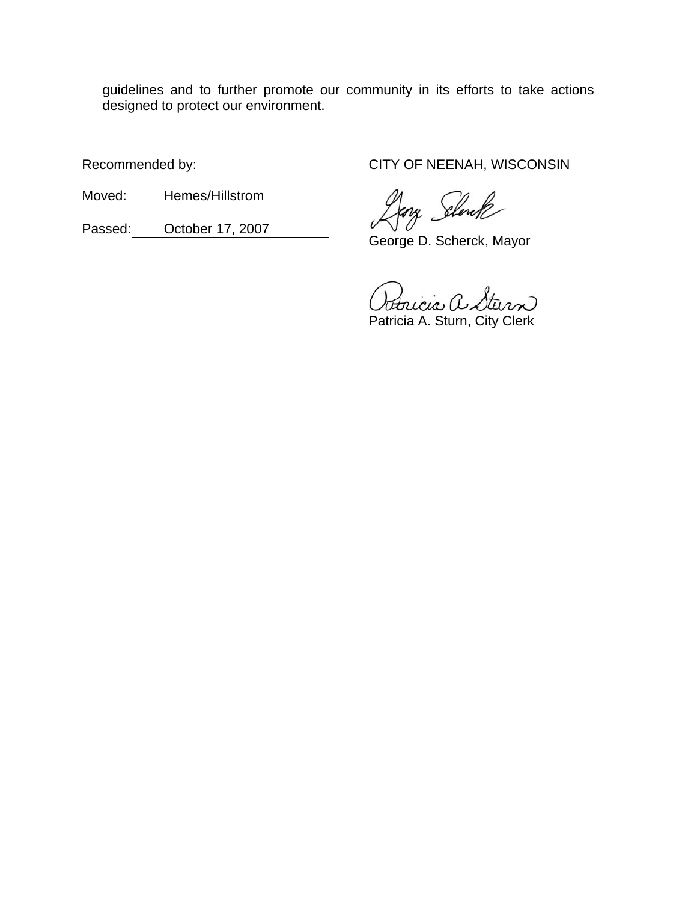guidelines and to further promote our community in its efforts to take actions designed to protect our environment.

Recommended by:

Moved: Hemes/Hillstrom

Passed: October 17, 2007

CITY OF NEENAH, WISCONSIN

George D. Scherck, Mayor

Patricia A. Sturn, City Clerk